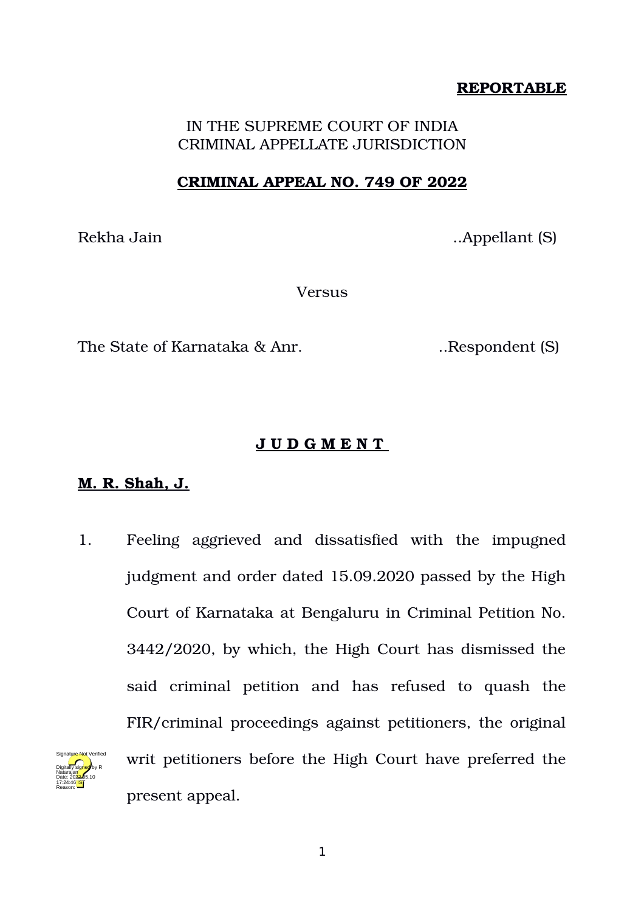**REPORTABLE**

IN THE SUPREME COURT OF INDIA
CRIMINAL APPELLATE JURISDICTION

**CRIMINAL APPEAL NO. 749 OF 2022**

Rekha Jain ..Appellant (S)

Versus

The State of Karnataka & Anr. ..Respondent (S)

**J U D G M E N T**

**M. R. Shah, J.**

1. Feeling aggrieved and dissatisfied with the impugned judgment and order dated 15.09.2020 passed by the High Court of Karnataka at Bengaluru in Criminal Petition No. 3442/2020, by which, the High Court has dismissed the said criminal petition and has refused to quash the FIR/criminal proceedings against petitioners, the original writ petitioners before the High Court have preferred the present appeal.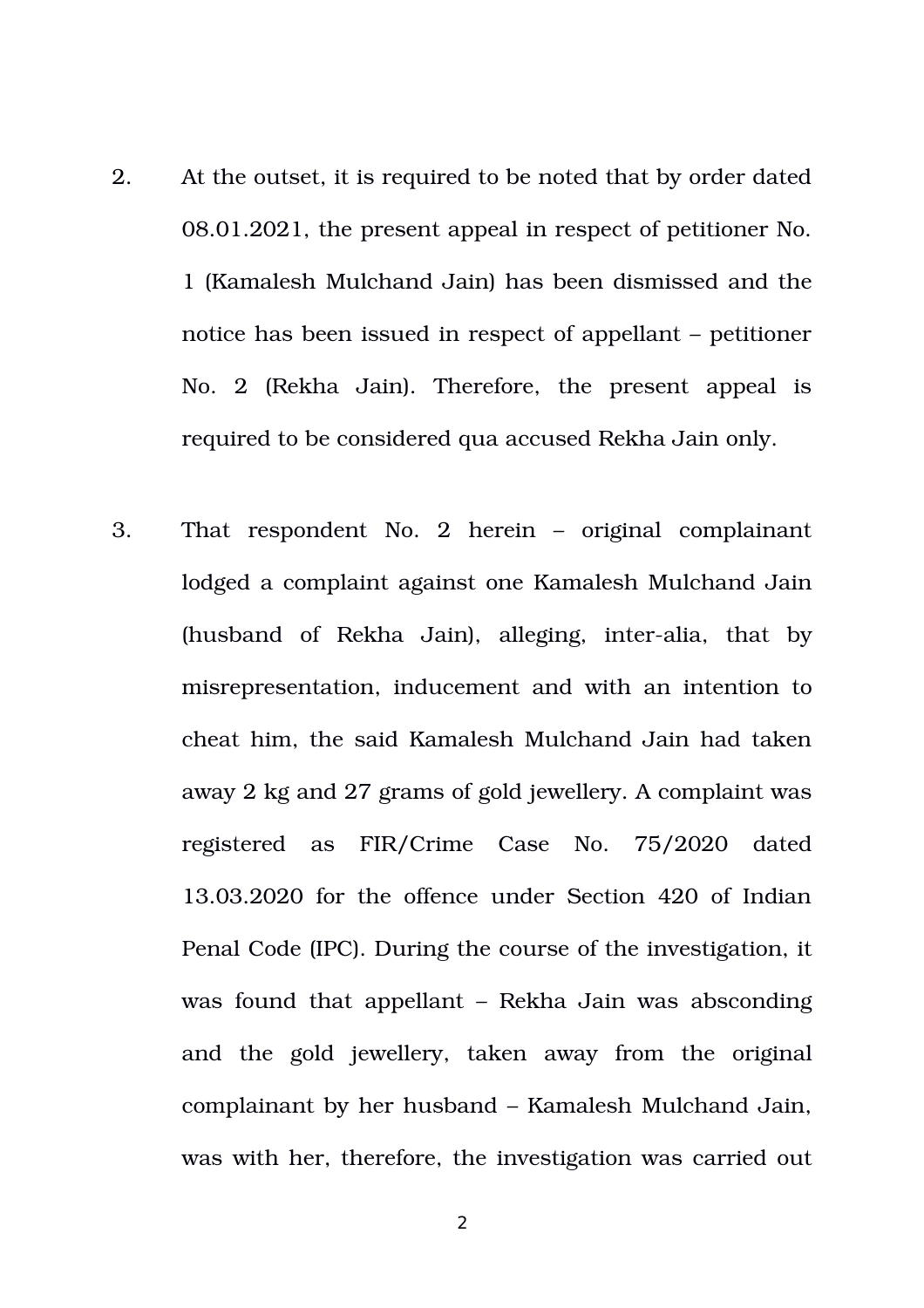2. At the outset, it is required to be noted that by order dated 08.01.2021, the present appeal in respect of petitioner No. 1 (Kamalesh Mulchand Jain) has been dismissed and the notice has been issued in respect of appellant – petitioner No. 2 (Rekha Jain). Therefore, the present appeal is required to be considered qua accused Rekha Jain only.

3. That respondent No. 2 herein – original complainant lodged a complaint against one Kamalesh Mulchand Jain (husband of Rekha Jain), alleging, inter-alia, that by misrepresentation, inducement and with an intention to cheat him, the said Kamalesh Mulchand Jain had taken away 2 kg and 27 grams of gold jewellery. A complaint was registered as FIR/Crime Case No. 75/2020 dated 13.03.2020 for the offence under Section 420 of Indian Penal Code (IPC). During the course of the investigation, it was found that appellant – Rekha Jain was absconding and the gold jewellery, taken away from the original complainant by her husband – Kamalesh Mulchand Jain, was with her, therefore, the investigation was carried out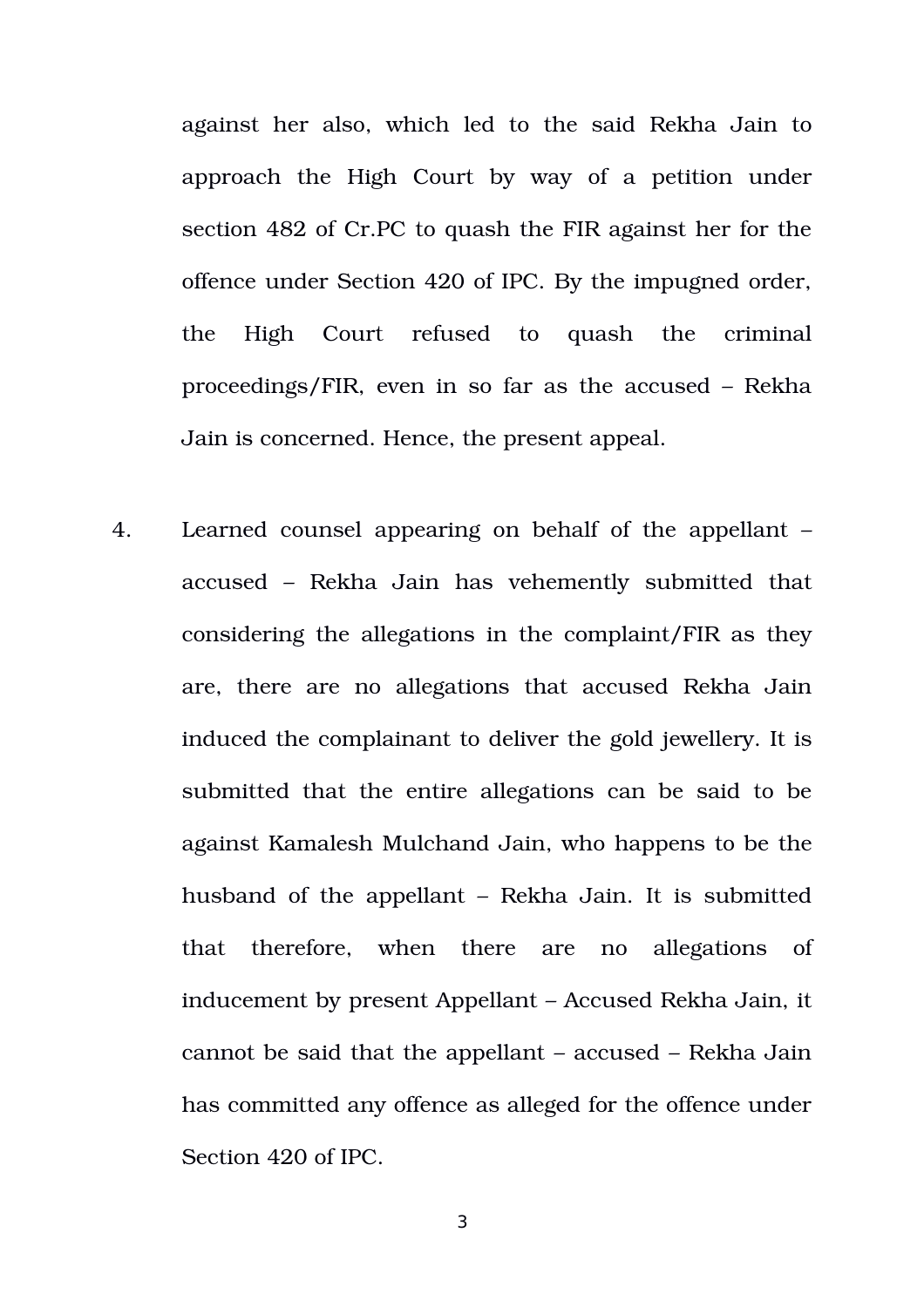against her also, which led to the said Rekha Jain to approach the High Court by way of a petition under section 482 of Cr.PC to quash the FIR against her for the offence under Section 420 of IPC. By the impugned order, the High Court refused to quash the criminal proceedings/FIR, even in so far as the accused – Rekha Jain is concerned. Hence, the present appeal.

4. Learned counsel appearing on behalf of the appellant – accused – Rekha Jain has vehemently submitted that considering the allegations in the complaint/FIR as they are, there are no allegations that accused Rekha Jain induced the complainant to deliver the gold jewellery. It is submitted that the entire allegations can be said to be against Kamalesh Mulchand Jain, who happens to be the husband of the appellant – Rekha Jain. It is submitted that therefore, when there are no allegations of inducement by present Appellant – Accused Rekha Jain, it cannot be said that the appellant – accused – Rekha Jain has committed any offence as alleged for the offence under Section 420 of IPC.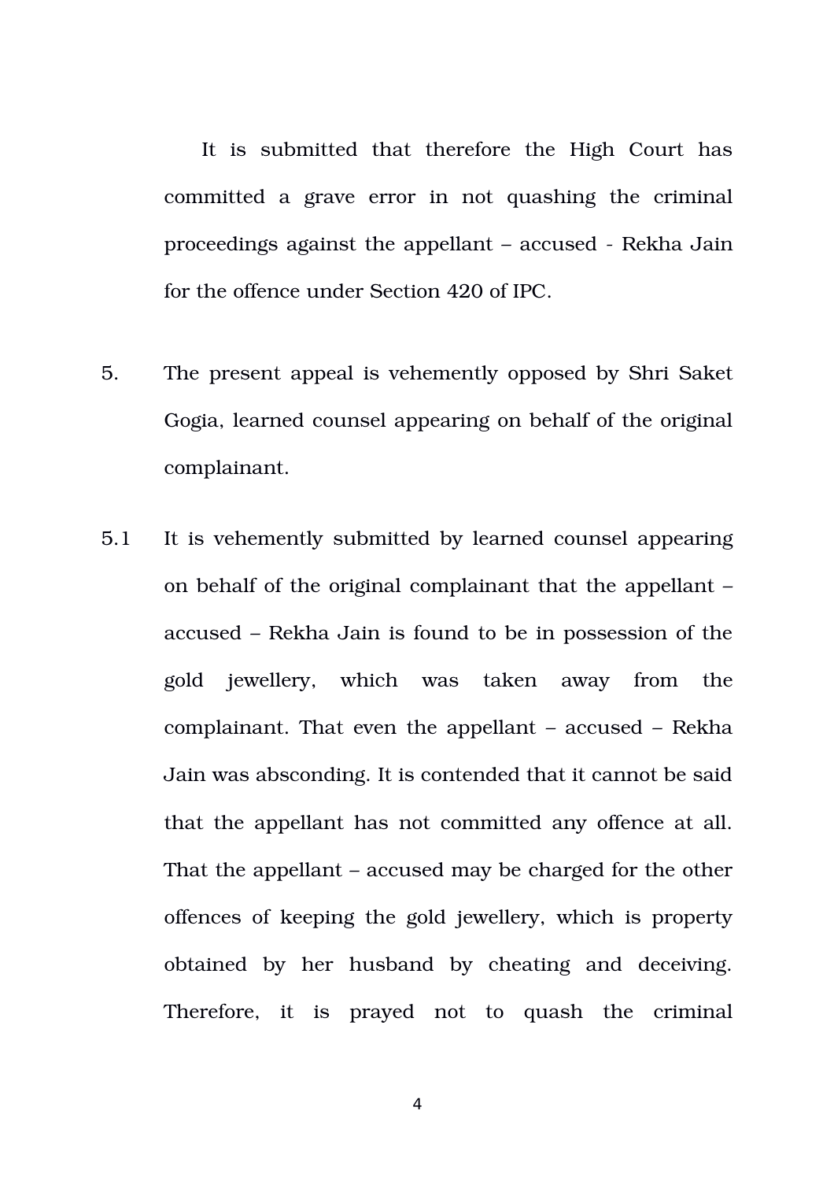It is submitted that therefore the High Court has committed a grave error in not quashing the criminal proceedings against the appellant – accused - Rekha Jain for the offence under Section 420 of IPC.

5. The present appeal is vehemently opposed by Shri Saket Gogia, learned counsel appearing on behalf of the original complainant.

5.1 It is vehemently submitted by learned counsel appearing on behalf of the original complainant that the appellant – accused – Rekha Jain is found to be in possession of the gold jewellery, which was taken away from the complainant. That even the appellant – accused – Rekha Jain was absconding. It is contended that it cannot be said that the appellant has not committed any offence at all. That the appellant – accused may be charged for the other offences of keeping the gold jewellery, which is property obtained by her husband by cheating and deceiving. Therefore, it is prayed not to quash the criminal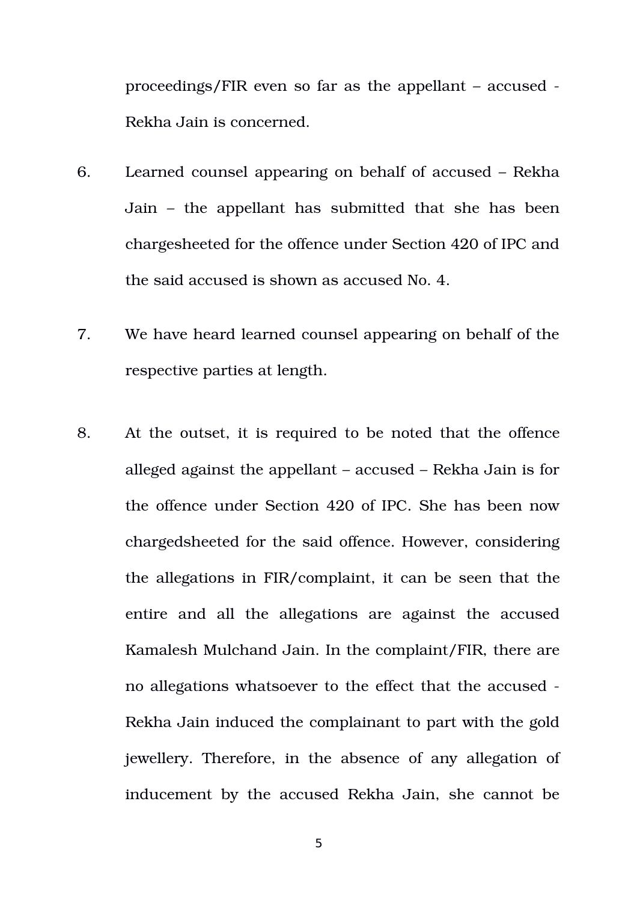proceedings/FIR even so far as the appellant – accused - Rekha Jain is concerned.

6. Learned counsel appearing on behalf of accused – Rekha Jain – the appellant has submitted that she has been chargesheeted for the offence under Section 420 of IPC and the said accused is shown as accused No. 4.

7. We have heard learned counsel appearing on behalf of the respective parties at length.

8. At the outset, it is required to be noted that the offence alleged against the appellant – accused – Rekha Jain is for the offence under Section 420 of IPC. She has been now chargedsheeted for the said offence. However, considering the allegations in FIR/complaint, it can be seen that the entire and all the allegations are against the accused Kamalesh Mulchand Jain. In the complaint/FIR, there are no allegations whatsoever to the effect that the accused - Rekha Jain induced the complainant to part with the gold jewellery. Therefore, in the absence of any allegation of inducement by the accused Rekha Jain, she cannot be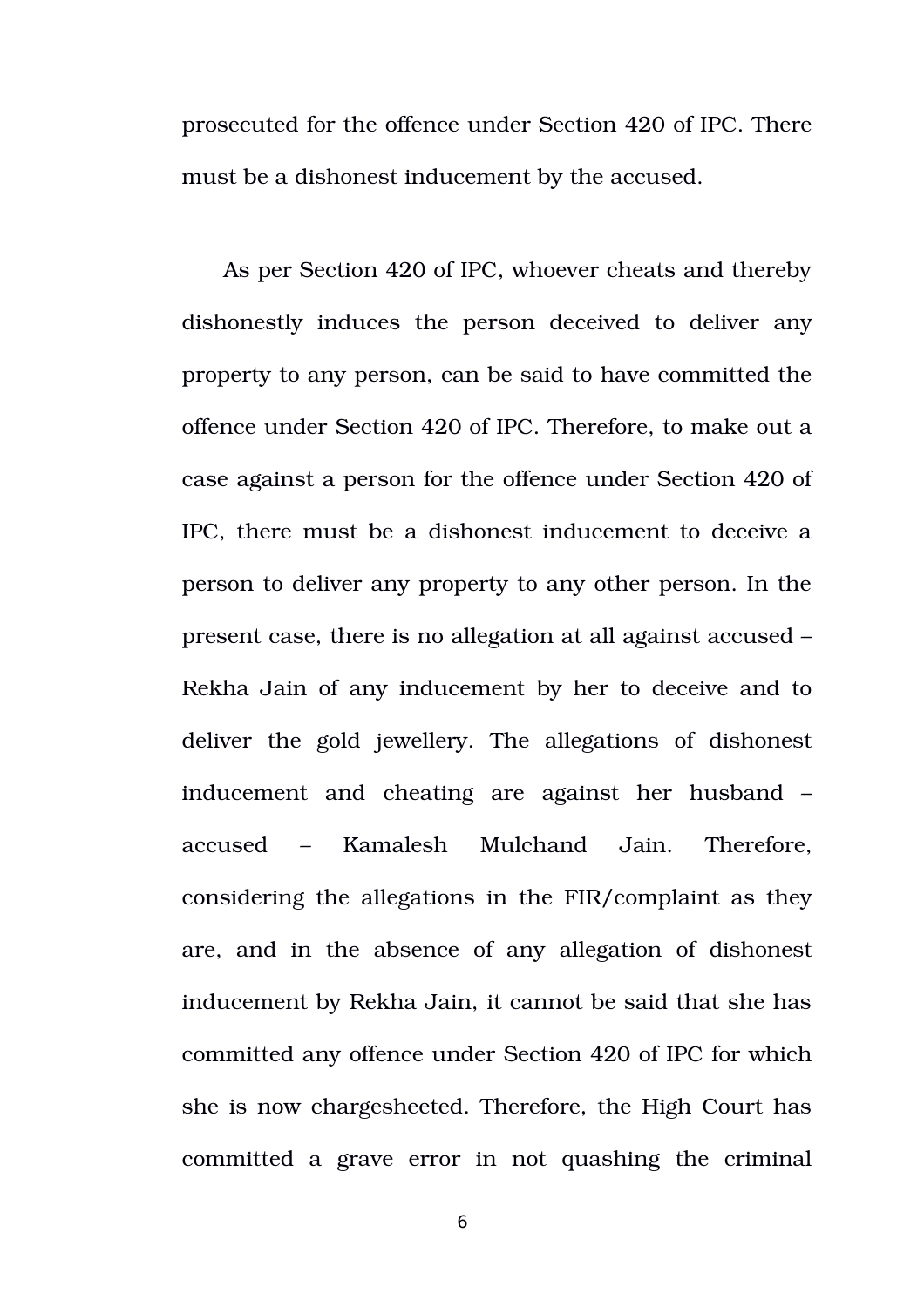prosecuted for the offence under Section 420 of IPC. There must be a dishonest inducement by the accused.

As per Section 420 of IPC, whoever cheats and thereby dishonestly induces the person deceived to deliver any property to any person, can be said to have committed the offence under Section 420 of IPC. Therefore, to make out a case against a person for the offence under Section 420 of IPC, there must be a dishonest inducement to deceive a person to deliver any property to any other person. In the present case, there is no allegation at all against accused – Rekha Jain of any inducement by her to deceive and to deliver the gold jewellery. The allegations of dishonest inducement and cheating are against her husband – accused – Kamalesh Mulchand Jain. Therefore, considering the allegations in the FIR/complaint as they are, and in the absence of any allegation of dishonest inducement by Rekha Jain, it cannot be said that she has committed any offence under Section 420 of IPC for which she is now chargesheeted. Therefore, the High Court has committed a grave error in not quashing the criminal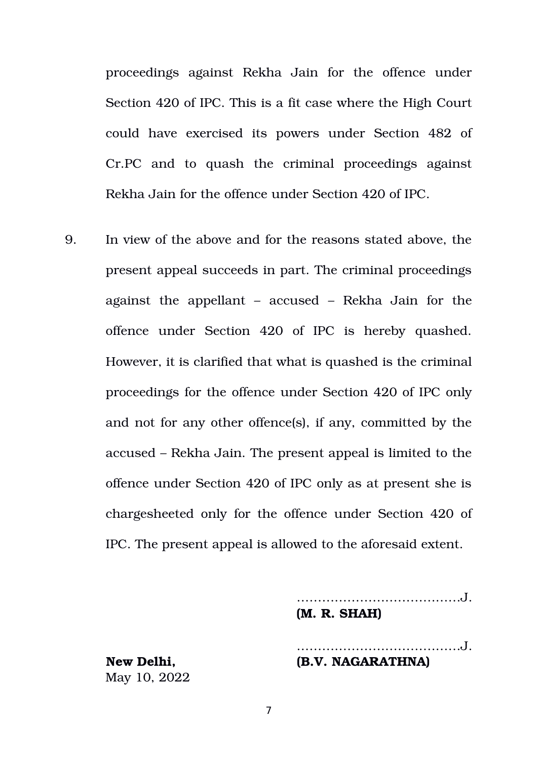proceedings against Rekha Jain for the offence under Section 420 of IPC. This is a fit case where the High Court could have exercised its powers under Section 482 of Cr.PC and to quash the criminal proceedings against Rekha Jain for the offence under Section 420 of IPC.

9. In view of the above and for the reasons stated above, the present appeal succeeds in part. The criminal proceedings against the appellant – accused – Rekha Jain for the offence under Section 420 of IPC is hereby quashed. However, it is clarified that what is quashed is the criminal proceedings for the offence under Section 420 of IPC only and not for any other offence(s), if any, committed by the accused – Rekha Jain. The present appeal is limited to the offence under Section 420 of IPC only as at present she is chargesheeted only for the offence under Section 420 of IPC. The present appeal is allowed to the aforesaid extent.

…………………………………J.
**(M. R. SHAH)**

…………………………………J.
**(B.V. NAGARATHNA)**

**New Delhi,**
May 10, 2022